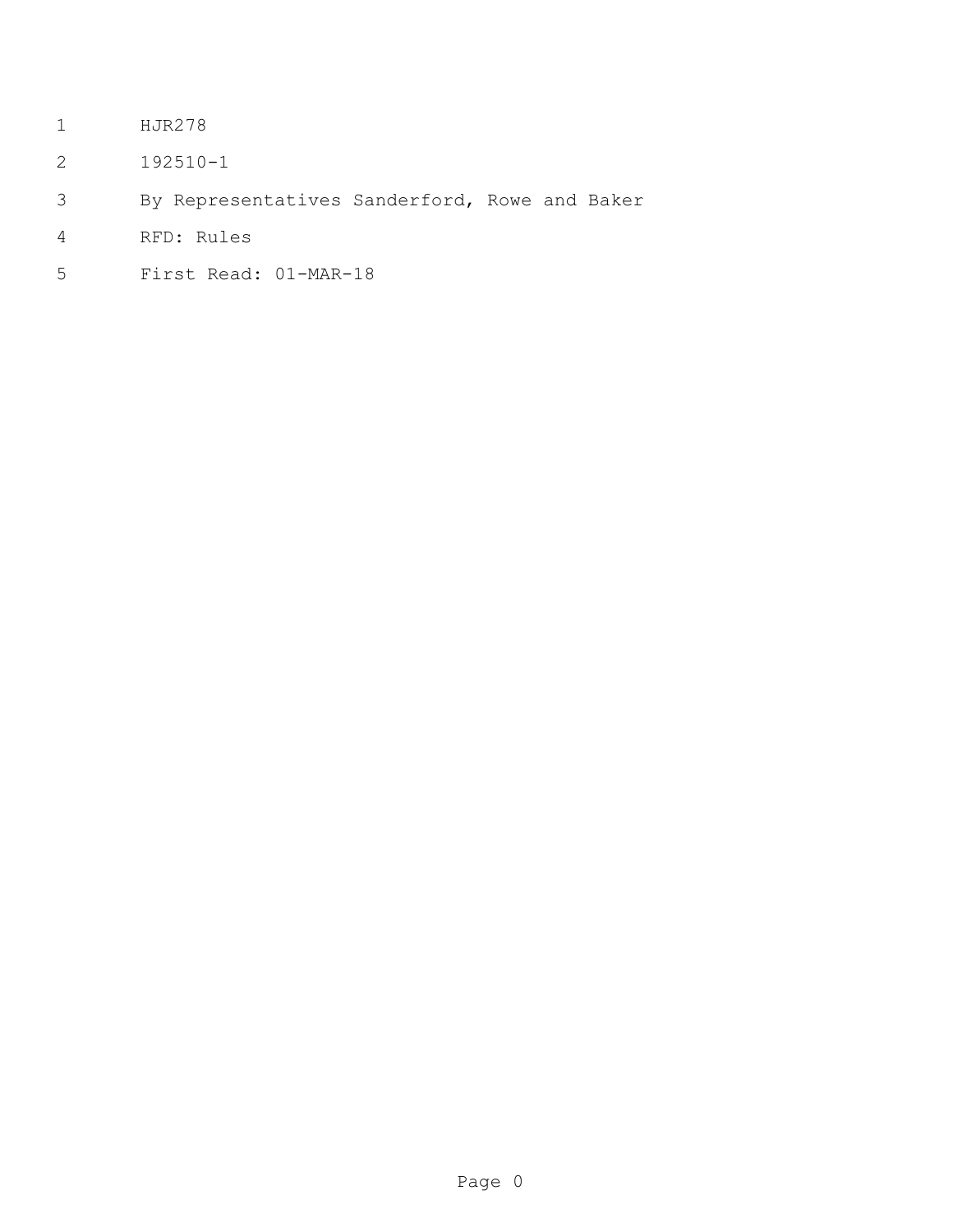HJR278

192510-1

By Representatives Sanderford, Rowe and Baker

RFD: Rules

First Read: 01-MAR-18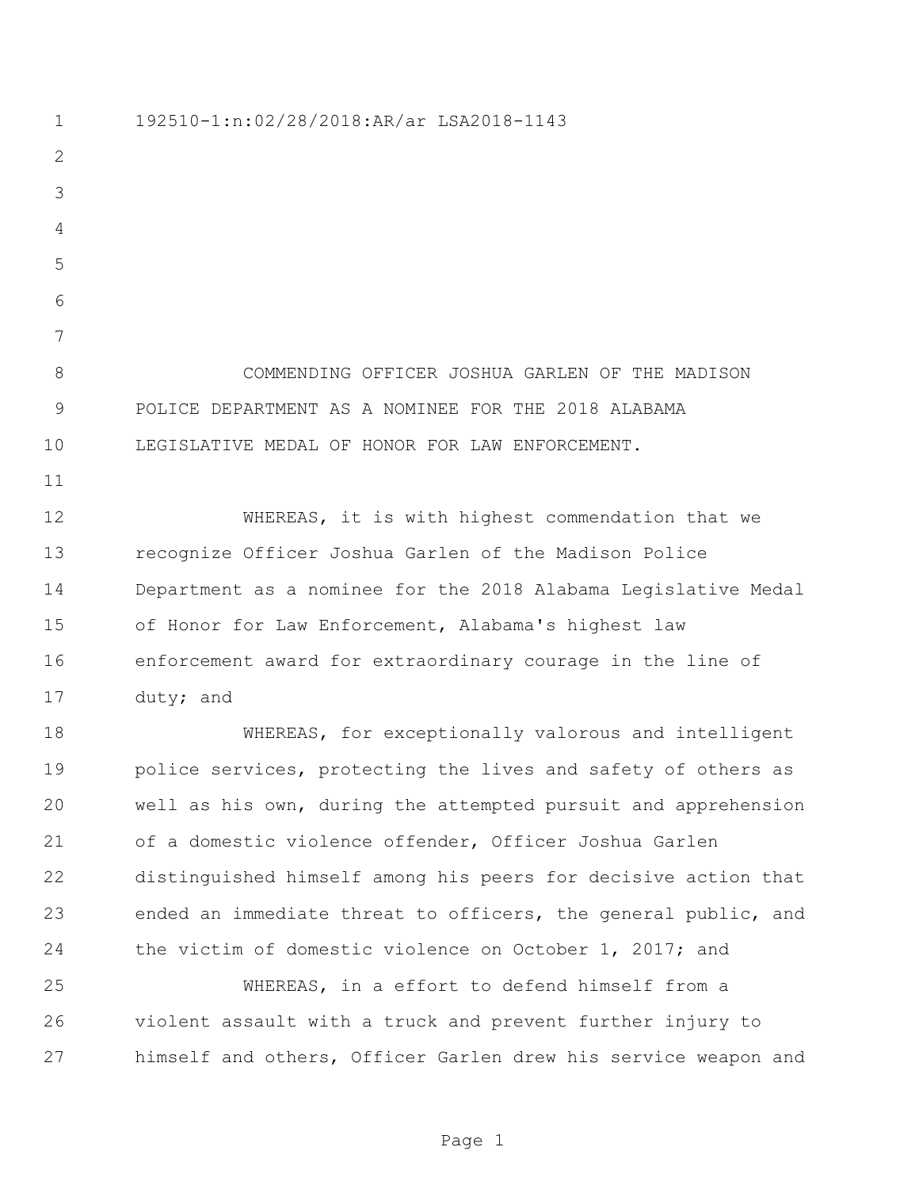192510-1:n:02/28/2018:AR/ar LSA2018-1143

COMMENDING OFFICER JOSHUA GARLEN OF THE MADISON POLICE DEPARTMENT AS A NOMINEE FOR THE 2018 ALABAMA LEGISLATIVE MEDAL OF HONOR FOR LAW ENFORCEMENT.

WHEREAS, it is with highest commendation that we recognize Officer Joshua Garlen of the Madison Police Department as a nominee for the 2018 Alabama Legislative Medal of Honor for Law Enforcement, Alabama's highest law enforcement award for extraordinary courage in the line of duty; and

WHEREAS, for exceptionally valorous and intelligent police services, protecting the lives and safety of others as well as his own, during the attempted pursuit and apprehension of a domestic violence offender, Officer Joshua Garlen distinguished himself among his peers for decisive action that ended an immediate threat to officers, the general public, and the victim of domestic violence on October 1, 2017; and

WHEREAS, in a effort to defend himself from a violent assault with a truck and prevent further injury to himself and others, Officer Garlen drew his service weapon and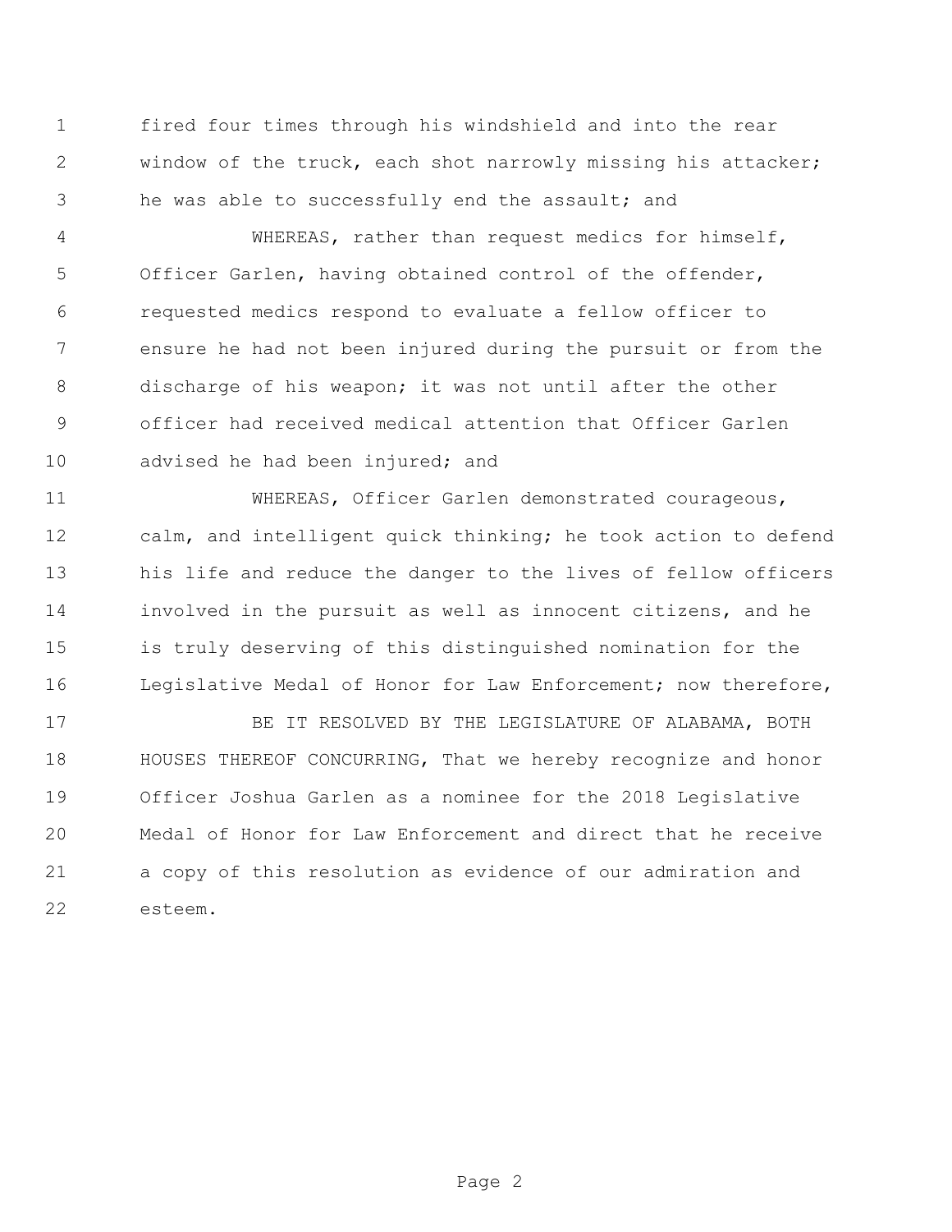fired four times through his windshield and into the rear window of the truck, each shot narrowly missing his attacker; he was able to successfully end the assault; and

WHEREAS, rather than request medics for himself, Officer Garlen, having obtained control of the offender, requested medics respond to evaluate a fellow officer to ensure he had not been injured during the pursuit or from the discharge of his weapon; it was not until after the other officer had received medical attention that Officer Garlen advised he had been injured; and

WHEREAS, Officer Garlen demonstrated courageous, calm, and intelligent quick thinking; he took action to defend his life and reduce the danger to the lives of fellow officers involved in the pursuit as well as innocent citizens, and he is truly deserving of this distinguished nomination for the Legislative Medal of Honor for Law Enforcement; now therefore,

BE IT RESOLVED BY THE LEGISLATURE OF ALABAMA, BOTH HOUSES THEREOF CONCURRING, That we hereby recognize and honor Officer Joshua Garlen as a nominee for the 2018 Legislative Medal of Honor for Law Enforcement and direct that he receive a copy of this resolution as evidence of our admiration and esteem.